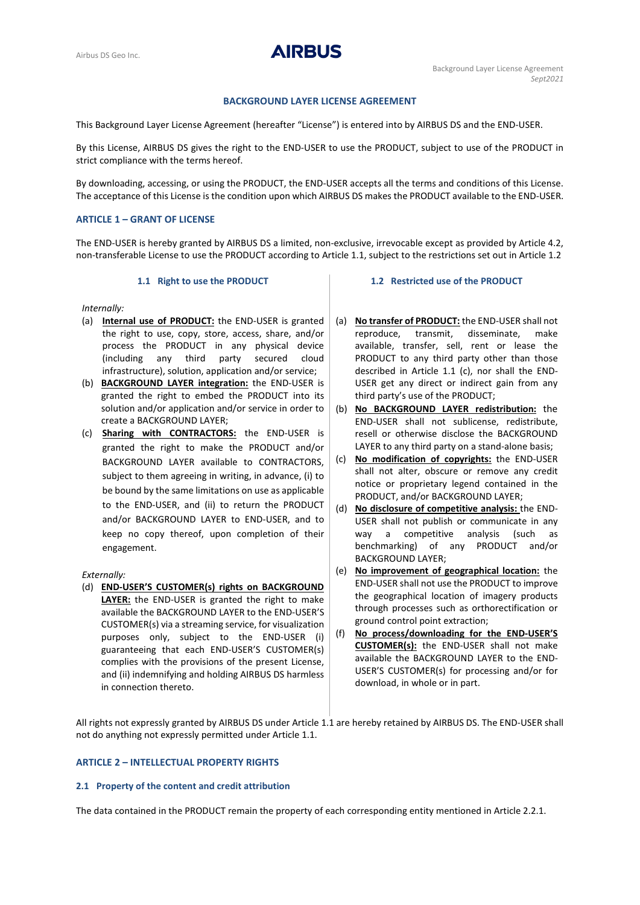# BACKGROUND LAYER LICENSE AGREEMENT

This Background Layer License Agreement (hereafter "License") is entered into by AIRBUS DS and the END-USER.

By this License, AIRBUS DS gives the right to the END-USER to use the PRODUCT, subject to use of the PRODUCT in strict compliance with the terms hereof.

By downloading, accessing, or using the PRODUCT, the END-USER accepts all the terms and conditions of this License. The acceptance of this License is the condition upon which AIRBUS DS makes the PRODUCT available to the END-USER.

## ARTICLE 1 – GRANT OF LICENSE

The END-USER is hereby granted by AIRBUS DS a limited, non-exclusive, irrevocable except as provided by Article 4.2, non-transferable License to use the PRODUCT according to Article 1.1, subject to the restrictions set out in Article 1.2

### 1.1 Right to use the PRODUCT

*Internally:*

(a) **Internal use of PRODUCT:** the END-USER is granted the right to use, copy, store, access, share, and/or process the PRODUCT in any physical device (including any third party secured cloud infrastructure), solution, application and/or service;

(b) **BACKGROUND LAYER integration:** the END-USER is granted the right to embed the PRODUCT into its solution and/or application and/or service in order to create a BACKGROUND LAYER;

(c) **Sharing with CONTRACTORS:** the END-USER is granted the right to make the PRODUCT and/or BACKGROUND LAYER available to CONTRACTORS, subject to them agreeing in writing, in advance, (i) to be bound by the same limitations on use as applicable to the END-USER, and (ii) to return the PRODUCT and/or BACKGROUND LAYER to END-USER, and to keep no copy thereof, upon completion of their engagement.

*Externally:*

(d) **END-USER'S CUSTOMER(s) rights on BACKGROUND LAYER:** the END-USER is granted the right to make available the BACKGROUND LAYER to the END-USER'S CUSTOMER(s) via a streaming service, for visualization purposes only, subject to the END-USER (i) guaranteeing that each END-USER'S CUSTOMER(s) complies with the provisions of the present License, and (ii) indemnifying and holding AIRBUS DS harmless in connection thereto.

### 1.2 Restricted use of the PRODUCT

(a) **No transfer of PRODUCT:** the END-USER shall not reproduce, transmit, disseminate, make available, transfer, sell, rent or lease the PRODUCT to any third party other than those described in Article 1.1 (c), nor shall the END-USER get any direct or indirect gain from any third party's use of the PRODUCT;

(b) **No BACKGROUND LAYER redistribution:** the END-USER shall not sublicense, redistribute, resell or otherwise disclose the BACKGROUND LAYER to any third party on a stand-alone basis;

(c) **No modification of copyrights:** the END-USER shall not alter, obscure or remove any credit notice or proprietary legend contained in the PRODUCT, and/or BACKGROUND LAYER;

(d) **No disclosure of competitive analysis:** the END-USER shall not publish or communicate in any way a competitive analysis (such as benchmarking) of any PRODUCT and/or BACKGROUND LAYER;

(e) **No improvement of geographical location:** the END-USER shall not use the PRODUCT to improve the geographical location of imagery products through processes such as orthorectification or ground control point extraction;

(f) **No process/downloading for the END-USER'S CUSTOMER(s):** the END-USER shall not make available the BACKGROUND LAYER to the END-USER'S CUSTOMER(s) for processing and/or for download, in whole or in part.

All rights not expressly granted by AIRBUS DS under Article 1.1 are hereby retained by AIRBUS DS. The END-USER shall not do anything not expressly permitted under Article 1.1.

## ARTICLE 2 – INTELLECTUAL PROPERTY RIGHTS

### 2.1 Property of the content and credit attribution

The data contained in the PRODUCT remain the property of each corresponding entity mentioned in Article 2.2.1.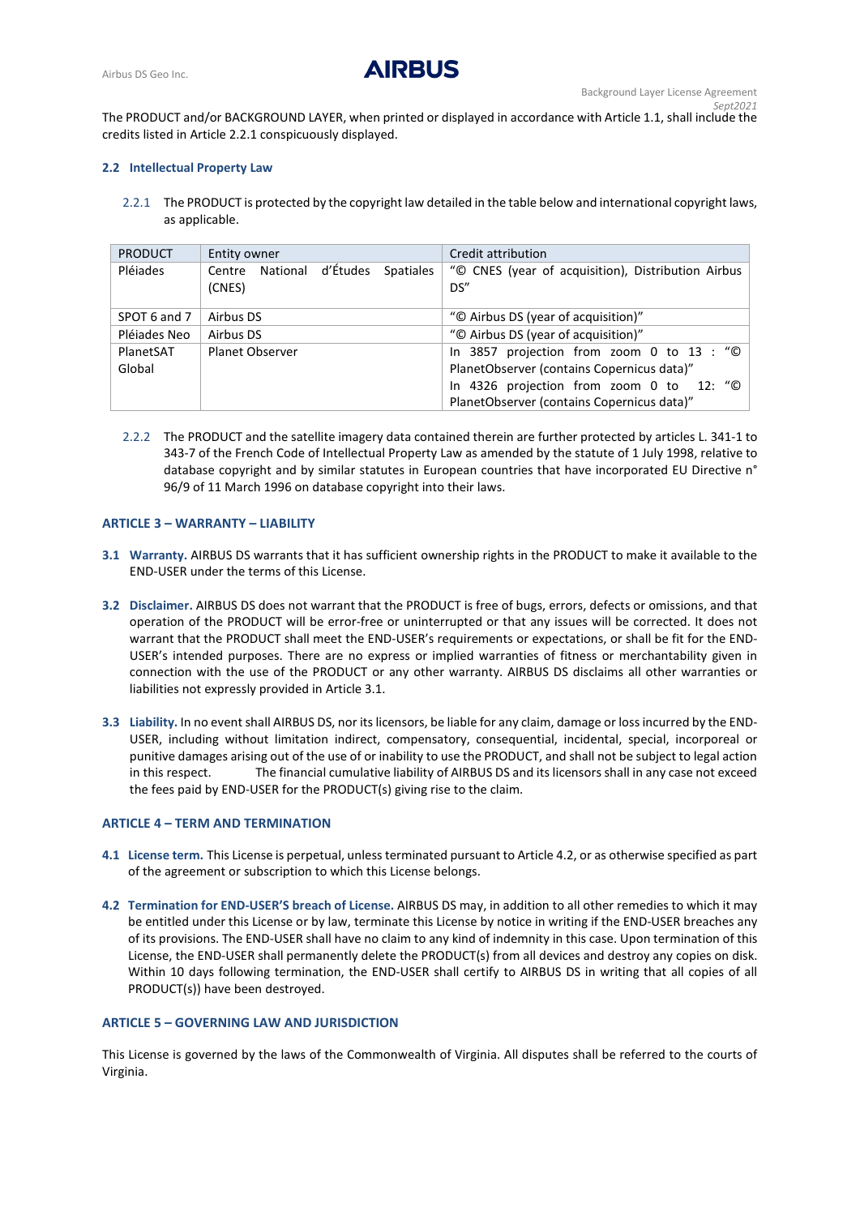The PRODUCT and/or BACKGROUND LAYER, when printed or displayed in accordance with Article 1.1, shall include the credits listed in Article 2.2.1 conspicuously displayed.

### 2.2 Intellectual Property Law

2.2.1 The PRODUCT is protected by the copyright law detailed in the table below and international copyright laws, as applicable.

| PRODUCT | Entity owner | Credit attribution |
|---|---|---|
| Pléiades | Centre National d'Études Spatiales (CNES) | "© CNES (year of acquisition), Distribution Airbus DS" |
| SPOT 6 and 7 | Airbus DS | "© Airbus DS (year of acquisition)" |
| Pléiades Neo | Airbus DS | "© Airbus DS (year of acquisition)" |
| PlanetSAT Global | Planet Observer | In 3857 projection from zoom 0 to 13 : "© PlanetObserver (contains Copernicus data)" In 4326 projection from zoom 0 to 12: "© PlanetObserver (contains Copernicus data)" |

2.2.2 The PRODUCT and the satellite imagery data contained therein are further protected by articles L. 341-1 to 343-7 of the French Code of Intellectual Property Law as amended by the statute of 1 July 1998, relative to database copyright and by similar statutes in European countries that have incorporated EU Directive n° 96/9 of 11 March 1996 on database copyright into their laws.

## ARTICLE 3 – WARRANTY – LIABILITY

**3.1 Warranty.** AIRBUS DS warrants that it has sufficient ownership rights in the PRODUCT to make it available to the END-USER under the terms of this License.

**3.2 Disclaimer.** AIRBUS DS does not warrant that the PRODUCT is free of bugs, errors, defects or omissions, and that operation of the PRODUCT will be error-free or uninterrupted or that any issues will be corrected. It does not warrant that the PRODUCT shall meet the END-USER's requirements or expectations, or shall be fit for the END-USER's intended purposes. There are no express or implied warranties of fitness or merchantability given in connection with the use of the PRODUCT or any other warranty. AIRBUS DS disclaims all other warranties or liabilities not expressly provided in Article 3.1.

**3.3 Liability.** In no event shall AIRBUS DS, nor its licensors, be liable for any claim, damage or loss incurred by the END-USER, including without limitation indirect, compensatory, consequential, incidental, special, incorporeal or punitive damages arising out of the use of or inability to use the PRODUCT, and shall not be subject to legal action in this respect. The financial cumulative liability of AIRBUS DS and its licensors shall in any case not exceed the fees paid by END-USER for the PRODUCT(s) giving rise to the claim.

## ARTICLE 4 – TERM AND TERMINATION

**4.1 License term.** This License is perpetual, unless terminated pursuant to Article 4.2, or as otherwise specified as part of the agreement or subscription to which this License belongs.

**4.2 Termination for END-USER'S breach of License.** AIRBUS DS may, in addition to all other remedies to which it may be entitled under this License or by law, terminate this License by notice in writing if the END-USER breaches any of its provisions. The END-USER shall have no claim to any kind of indemnity in this case. Upon termination of this License, the END-USER shall permanently delete the PRODUCT(s) from all devices and destroy any copies on disk. Within 10 days following termination, the END-USER shall certify to AIRBUS DS in writing that all copies of all PRODUCT(s)) have been destroyed.

## ARTICLE 5 – GOVERNING LAW AND JURISDICTION

This License is governed by the laws of the Commonwealth of Virginia. All disputes shall be referred to the courts of Virginia.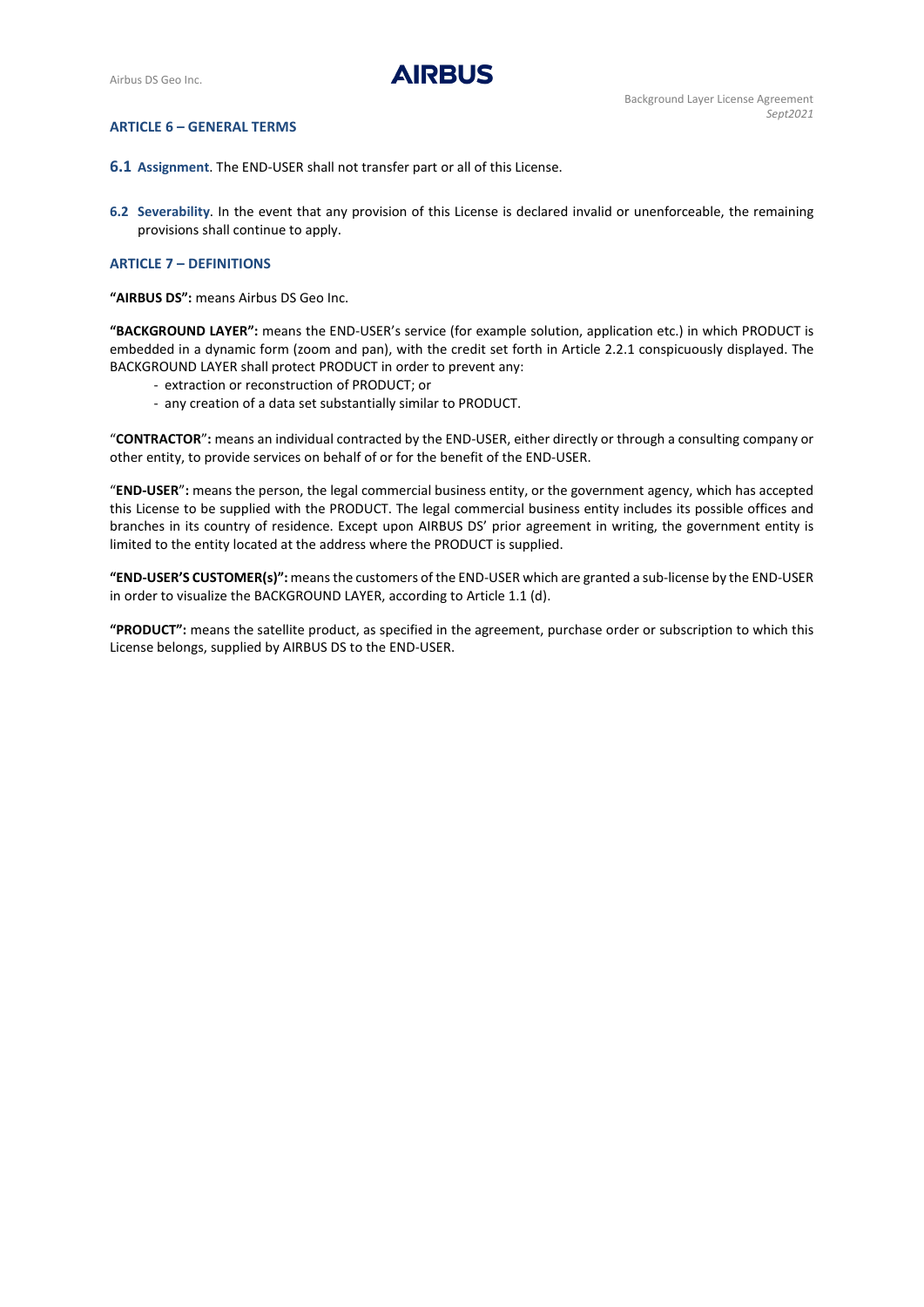## ARTICLE 6 – GENERAL TERMS

**6.1 Assignment**. The END-USER shall not transfer part or all of this License.

**6.2 Severability**. In the event that any provision of this License is declared invalid or unenforceable, the remaining provisions shall continue to apply.

## ARTICLE 7 – DEFINITIONS

**"AIRBUS DS":** means Airbus DS Geo Inc.

**"BACKGROUND LAYER":** means the END-USER's service (for example solution, application etc.) in which PRODUCT is embedded in a dynamic form (zoom and pan), with the credit set forth in Article 2.2.1 conspicuously displayed. The BACKGROUND LAYER shall protect PRODUCT in order to prevent any:

- extraction or reconstruction of PRODUCT; or
- any creation of a data set substantially similar to PRODUCT.

"**CONTRACTOR**"**:** means an individual contracted by the END-USER, either directly or through a consulting company or other entity, to provide services on behalf of or for the benefit of the END-USER.

"**END-USER**"**:** means the person, the legal commercial business entity, or the government agency, which has accepted this License to be supplied with the PRODUCT. The legal commercial business entity includes its possible offices and branches in its country of residence. Except upon AIRBUS DS' prior agreement in writing, the government entity is limited to the entity located at the address where the PRODUCT is supplied.

**"END-USER'S CUSTOMER(s)":** means the customers of the END-USER which are granted a sub-license by the END-USER in order to visualize the BACKGROUND LAYER, according to Article 1.1 (d).

**"PRODUCT":** means the satellite product, as specified in the agreement, purchase order or subscription to which this License belongs, supplied by AIRBUS DS to the END-USER.